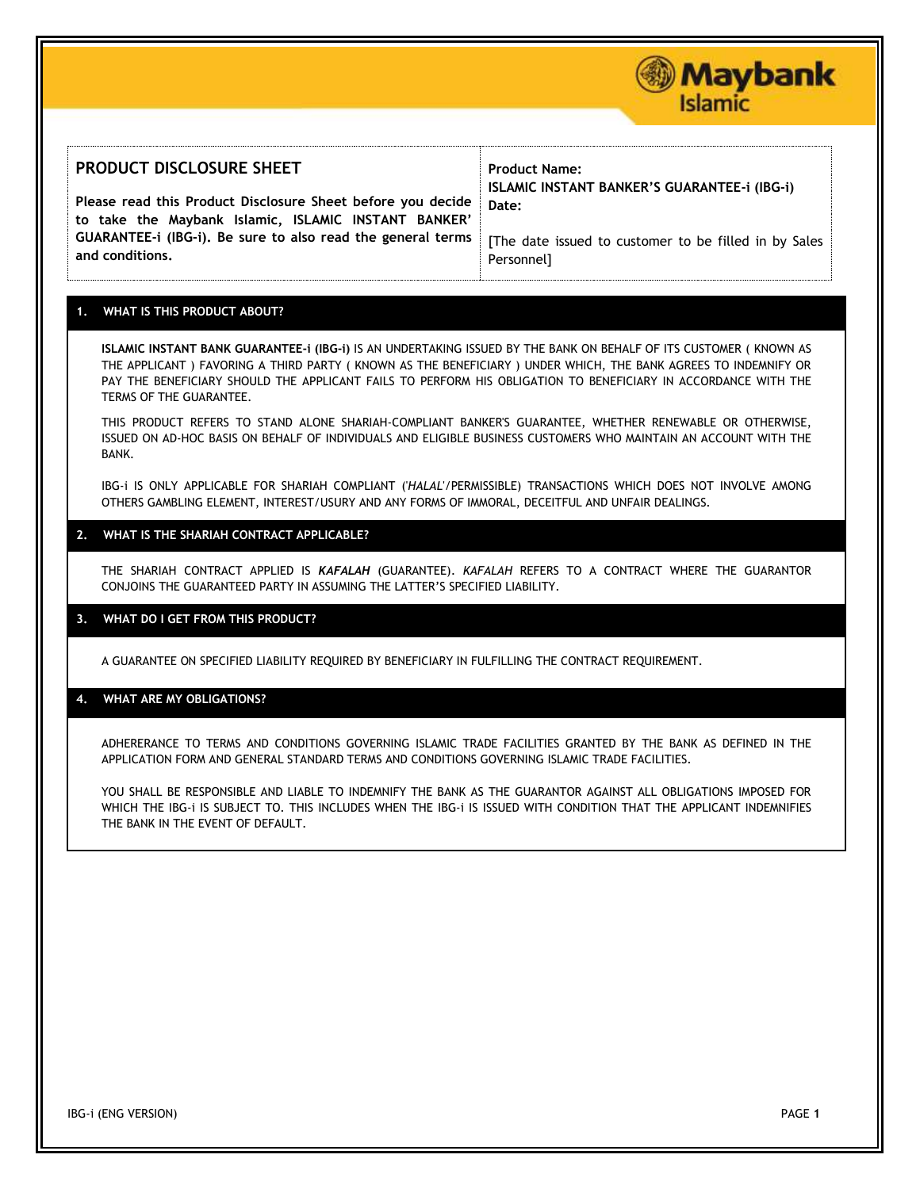| **PRODUCT DISCLOSURE SHEET**<br><br>**Please read this Product Disclosure Sheet before you decide to take the Maybank Islamic, ISLAMIC INSTANT BANKER' GUARANTEE-i (IBG-i). Be sure to also read the general terms and conditions.** | **Product Name:**<br>**ISLAMIC INSTANT BANKER'S GUARANTEE-i (IBG-i)**<br>**Date:**<br><br>[The date issued to customer to be filled in by Sales Personnel] |
|---|---|

## 1. WHAT IS THIS PRODUCT ABOUT?

**ISLAMIC INSTANT BANK GUARANTEE-i (IBG-i)** IS AN UNDERTAKING ISSUED BY THE BANK ON BEHALF OF ITS CUSTOMER ( KNOWN AS THE APPLICANT ) FAVORING A THIRD PARTY ( KNOWN AS THE BENEFICIARY ) UNDER WHICH, THE BANK AGREES TO INDEMNIFY OR PAY THE BENEFICIARY SHOULD THE APPLICANT FAILS TO PERFORM HIS OBLIGATION TO BENEFICIARY IN ACCORDANCE WITH THE TERMS OF THE GUARANTEE.

THIS PRODUCT REFERS TO STAND ALONE SHARIAH-COMPLIANT BANKER'S GUARANTEE, WHETHER RENEWABLE OR OTHERWISE, ISSUED ON AD-HOC BASIS ON BEHALF OF INDIVIDUALS AND ELIGIBLE BUSINESS CUSTOMERS WHO MAINTAIN AN ACCOUNT WITH THE BANK.

IBG-i IS ONLY APPLICABLE FOR SHARIAH COMPLIANT ('*HALAL*'/PERMISSIBLE) TRANSACTIONS WHICH DOES NOT INVOLVE AMONG OTHERS GAMBLING ELEMENT, INTEREST/USURY AND ANY FORMS OF IMMORAL, DECEITFUL AND UNFAIR DEALINGS.

## 2. WHAT IS THE SHARIAH CONTRACT APPLICABLE?

THE SHARIAH CONTRACT APPLIED IS ***KAFALAH*** (GUARANTEE). *KAFALAH* REFERS TO A CONTRACT WHERE THE GUARANTOR CONJOINS THE GUARANTEED PARTY IN ASSUMING THE LATTER'S SPECIFIED LIABILITY.

## 3. WHAT DO I GET FROM THIS PRODUCT?

A GUARANTEE ON SPECIFIED LIABILITY REQUIRED BY BENEFICIARY IN FULFILLING THE CONTRACT REQUIREMENT.

## 4. WHAT ARE MY OBLIGATIONS?

ADHERERANCE TO TERMS AND CONDITIONS GOVERNING ISLAMIC TRADE FACILITIES GRANTED BY THE BANK AS DEFINED IN THE APPLICATION FORM AND GENERAL STANDARD TERMS AND CONDITIONS GOVERNING ISLAMIC TRADE FACILITIES.

YOU SHALL BE RESPONSIBLE AND LIABLE TO INDEMNIFY THE BANK AS THE GUARANTOR AGAINST ALL OBLIGATIONS IMPOSED FOR WHICH THE IBG-i IS SUBJECT TO. THIS INCLUDES WHEN THE IBG-i IS ISSUED WITH CONDITION THAT THE APPLICANT INDEMNIFIES THE BANK IN THE EVENT OF DEFAULT.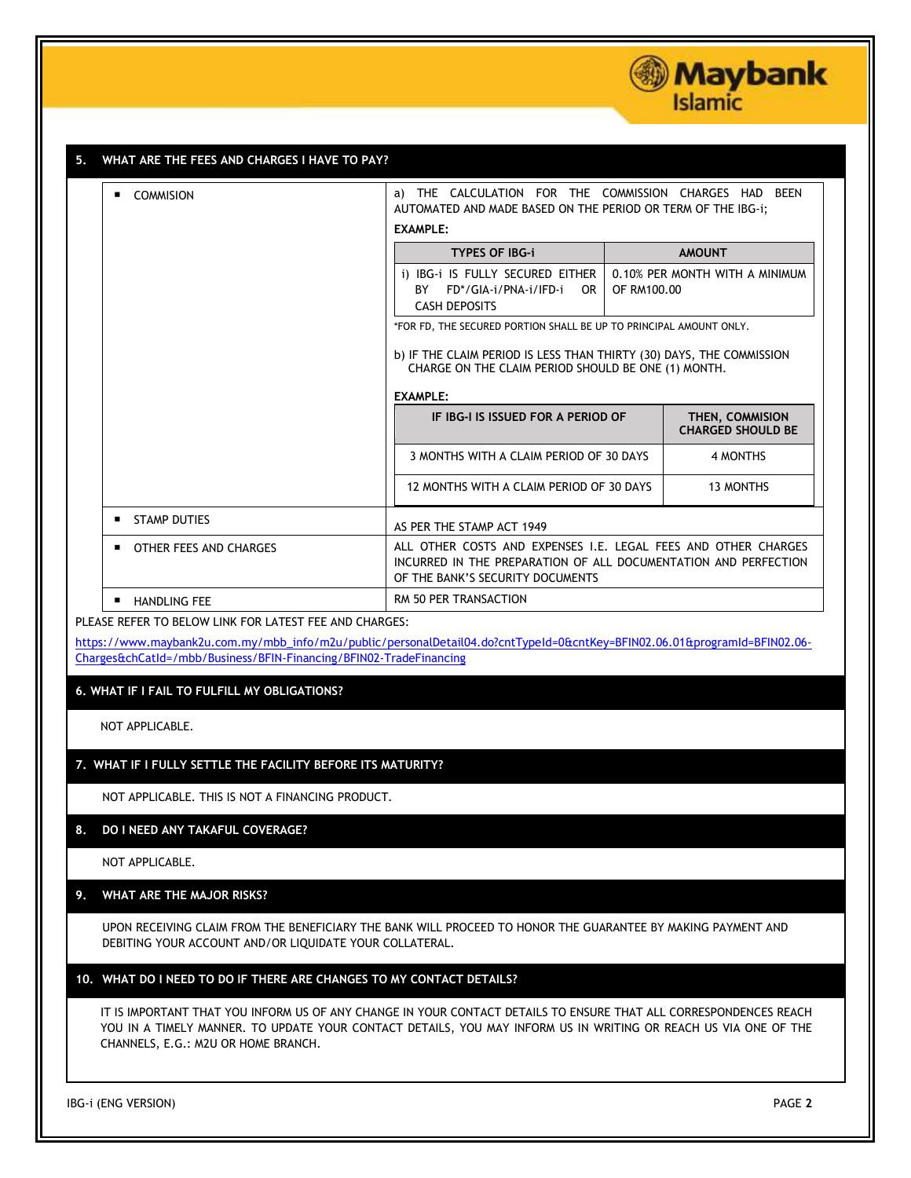## 5. WHAT ARE THE FEES AND CHARGES I HAVE TO PAY?

- **COMMISION**

a) THE CALCULATION FOR THE COMMISSION CHARGES HAD BEEN AUTOMATED AND MADE BASED ON THE PERIOD OR TERM OF THE IBG-i;

**EXAMPLE:**

| TYPES OF IBG-i | AMOUNT |
|---|---|
| i) IBG-i IS FULLY SECURED EITHER BY FD*/GIA-i/PNA-i/IFD-i OR CASH DEPOSITS | 0.10% PER MONTH WITH A MINIMUM OF RM100.00 |

*FOR FD, THE SECURED PORTION SHALL BE UP TO PRINCIPAL AMOUNT ONLY.

b) IF THE CLAIM PERIOD IS LESS THAN THIRTY (30) DAYS, THE COMMISSION CHARGE ON THE CLAIM PERIOD SHOULD BE ONE (1) MONTH.

**EXAMPLE:**

| IF IBG-I IS ISSUED FOR A PERIOD OF | THEN, COMMISION CHARGED SHOULD BE |
|---|---|
| 3 MONTHS WITH A CLAIM PERIOD OF 30 DAYS | 4 MONTHS |
| 12 MONTHS WITH A CLAIM PERIOD OF 30 DAYS | 13 MONTHS |

- **STAMP DUTIES**: AS PER THE STAMP ACT 1949
- **OTHER FEES AND CHARGES**: ALL OTHER COSTS AND EXPENSES I.E. LEGAL FEES AND OTHER CHARGES INCURRED IN THE PREPARATION OF ALL DOCUMENTATION AND PERFECTION OF THE BANK'S SECURITY DOCUMENTS
- **HANDLING FEE**: RM 50 PER TRANSACTION

PLEASE REFER TO BELOW LINK FOR LATEST FEE AND CHARGES:

https://www.maybank2u.com.my/mbb_info/m2u/public/personalDetail04.do?cntTypeId=0&cntKey=BFIN02.06.01&programId=BFIN02.06-Charges&chCatId=/mbb/Business/BFIN-Financing/BFIN02-TradeFinancing

## 6. WHAT IF I FAIL TO FULFILL MY OBLIGATIONS?

NOT APPLICABLE.

## 7. WHAT IF I FULLY SETTLE THE FACILITY BEFORE ITS MATURITY?

NOT APPLICABLE. THIS IS NOT A FINANCING PRODUCT.

## 8. DO I NEED ANY TAKAFUL COVERAGE?

NOT APPLICABLE.

## 9. WHAT ARE THE MAJOR RISKS?

UPON RECEIVING CLAIM FROM THE BENEFICIARY THE BANK WILL PROCEED TO HONOR THE GUARANTEE BY MAKING PAYMENT AND DEBITING YOUR ACCOUNT AND/OR LIQUIDATE YOUR COLLATERAL.

## 10. WHAT DO I NEED TO DO IF THERE ARE CHANGES TO MY CONTACT DETAILS?

IT IS IMPORTANT THAT YOU INFORM US OF ANY CHANGE IN YOUR CONTACT DETAILS TO ENSURE THAT ALL CORRESPONDENCES REACH YOU IN A TIMELY MANNER. TO UPDATE YOUR CONTACT DETAILS, YOU MAY INFORM US IN WRITING OR REACH US VIA ONE OF THE CHANNELS, E.G.: M2U OR HOME BRANCH.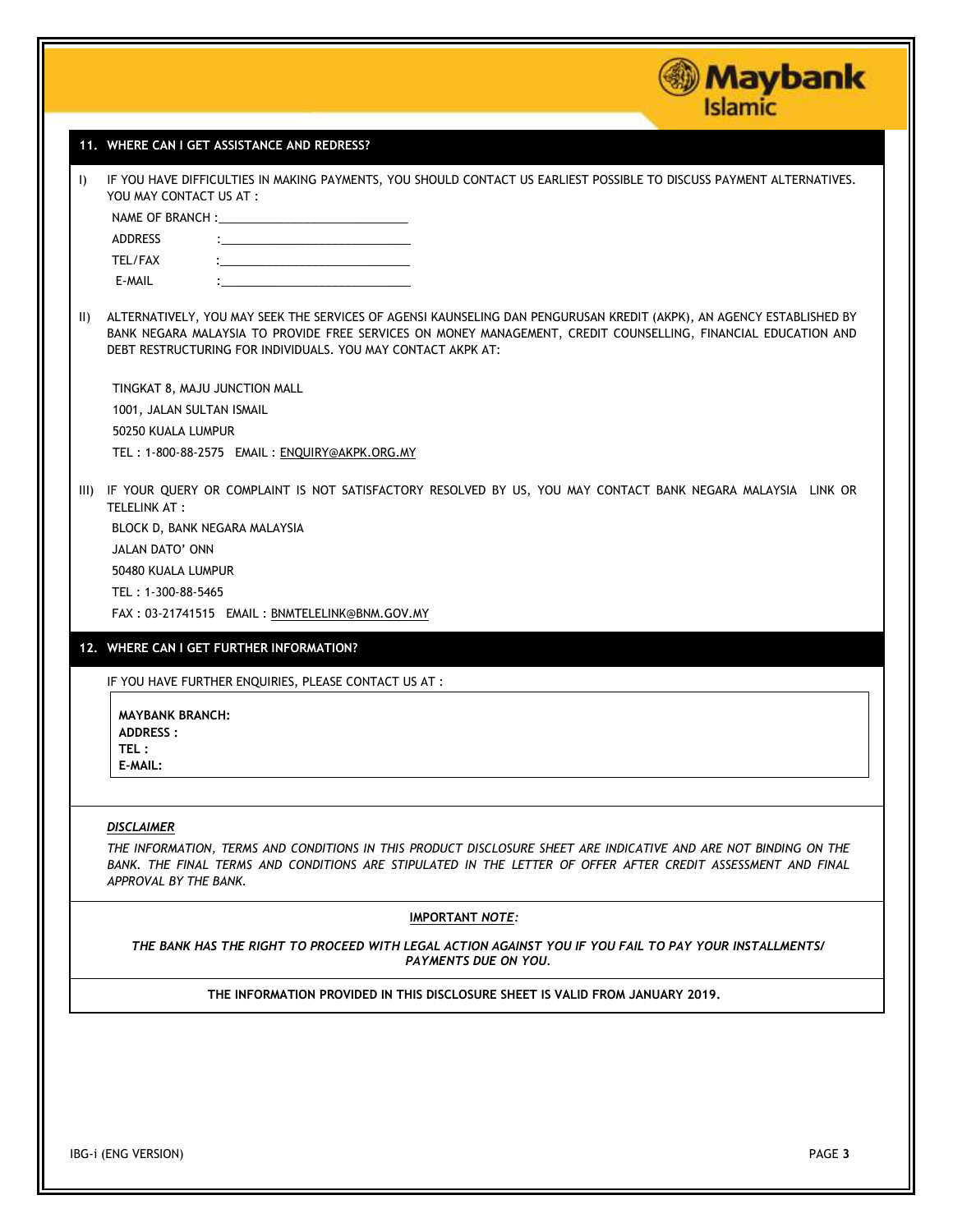## 11. WHERE CAN I GET ASSISTANCE AND REDRESS?

I) IF YOU HAVE DIFFICULTIES IN MAKING PAYMENTS, YOU SHOULD CONTACT US EARLIEST POSSIBLE TO DISCUSS PAYMENT ALTERNATIVES. YOU MAY CONTACT US AT :

NAME OF BRANCH :____________________________

ADDRESS :____________________________

TEL/FAX :____________________________

E-MAIL :____________________________

II) ALTERNATIVELY, YOU MAY SEEK THE SERVICES OF AGENSI KAUNSELING DAN PENGURUSAN KREDIT (AKPK), AN AGENCY ESTABLISHED BY BANK NEGARA MALAYSIA TO PROVIDE FREE SERVICES ON MONEY MANAGEMENT, CREDIT COUNSELLING, FINANCIAL EDUCATION AND DEBT RESTRUCTURING FOR INDIVIDUALS. YOU MAY CONTACT AKPK AT:

TINGKAT 8, MAJU JUNCTION MALL
1001, JALAN SULTAN ISMAIL
50250 KUALA LUMPUR
TEL : 1-800-88-2575 EMAIL : ENQUIRY@AKPK.ORG.MY

III) IF YOUR QUERY OR COMPLAINT IS NOT SATISFACTORY RESOLVED BY US, YOU MAY CONTACT BANK NEGARA MALAYSIA LINK OR TELELINK AT :

BLOCK D, BANK NEGARA MALAYSIA
JALAN DATO' ONN
50480 KUALA LUMPUR
TEL : 1-300-88-5465
FAX : 03-21741515 EMAIL : BNMTELELINK@BNM.GOV.MY

## 12. WHERE CAN I GET FURTHER INFORMATION?

IF YOU HAVE FURTHER ENQUIRIES, PLEASE CONTACT US AT :

**MAYBANK BRANCH:**
**ADDRESS :**
**TEL :**
**E-MAIL:**

***DISCLAIMER***

*THE INFORMATION, TERMS AND CONDITIONS IN THIS PRODUCT DISCLOSURE SHEET ARE INDICATIVE AND ARE NOT BINDING ON THE BANK. THE FINAL TERMS AND CONDITIONS ARE STIPULATED IN THE LETTER OF OFFER AFTER CREDIT ASSESSMENT AND FINAL APPROVAL BY THE BANK.*

**IMPORTANT *NOTE:***

***THE BANK HAS THE RIGHT TO PROCEED WITH LEGAL ACTION AGAINST YOU IF YOU FAIL TO PAY YOUR INSTALLMENTS/ PAYMENTS DUE ON YOU.***

**THE INFORMATION PROVIDED IN THIS DISCLOSURE SHEET IS VALID FROM JANUARY 2019.**